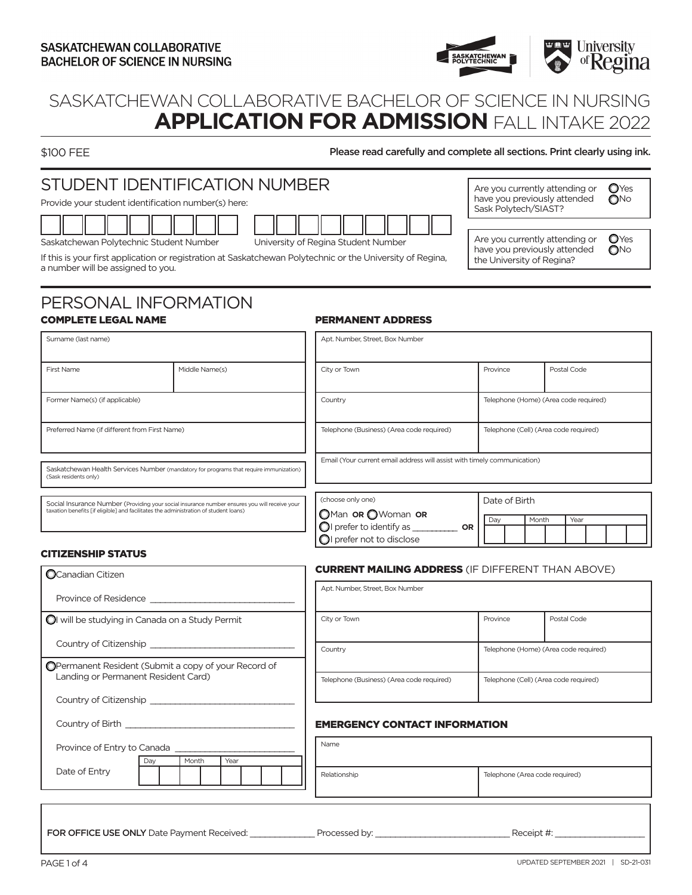SASKATCHEWAN COLLABORATIVE BACHELOR OF SCIENCE IN NURSING

# SASKATCHEWAN COLLABORATIVE BACHELOR OF SCIENCE IN NURSING
# APPLICATION FOR ADMISSION FALL INTAKE 2022

$100 FEE

**Please read carefully and complete all sections. Print clearly using ink.**

## STUDENT IDENTIFICATION NUMBER

Provide your student identification number(s) here:

Saskatchewan Polytechnic Student Number: ____________

University of Regina Student Number: ____________

If this is your first application or registration at Saskatchewan Polytechnic or the University of Regina, a number will be assigned to you.

Are you currently attending or have you previously attended Sask Polytech/SIAST? ◯ Yes ◯ No

Are you currently attending or have you previously attended the University of Regina? ◯ Yes ◯ No

## PERSONAL INFORMATION

### COMPLETE LEGAL NAME

| Surname (last name) | |
|---|---|
| First Name | Middle Name(s) |
| Former Name(s) (if applicable) | |
| Preferred Name (if different from First Name) | |

Saskatchewan Health Services Number (mandatory for programs that require immunization) (Sask residents only)

Social Insurance Number (Providing your social insurance number ensures you will receive your taxation benefits [if eligible] and facilitates the administration of student loans)

### PERMANENT ADDRESS

| Apt. Number, Street, Box Number | | |
|---|---|---|
| City or Town | Province | Postal Code |
| Country | Telephone (Home) (Area code required) | |
| Telephone (Business) (Area code required) | Telephone (Cell) (Area code required) | |
| Email (Your current email address will assist with timely communication) | | |

(choose only one)
◯ Man **OR** ◯ Woman **OR**
◯ I prefer to identify as __________ **OR**
◯ I prefer not to disclose

Date of Birth

| Day | Month | Year |
|---|---|---|
| | | |

### CITIZENSHIP STATUS

◯ Canadian Citizen

Province of Residence ____________________________

◯ I will be studying in Canada on a Study Permit

Country of Citizenship ____________________________

◯ Permanent Resident (Submit a copy of your Record of Landing or Permanent Resident Card)

Country of Citizenship ____________________________

Country of Birth ____________________________

Province of Entry to Canada ____________________________

Date of Entry

| Day | Month | Year |
|---|---|---|
| | | |

### CURRENT MAILING ADDRESS (IF DIFFERENT THAN ABOVE)

| Apt. Number, Street, Box Number | | |
|---|---|---|
| City or Town | Province | Postal Code |
| Country | Telephone (Home) (Area code required) | |
| Telephone (Business) (Area code required) | Telephone (Cell) (Area code required) | |

### EMERGENCY CONTACT INFORMATION

| Name | |
|---|---|
| Relationship | Telephone (Area code required) |

**FOR OFFICE USE ONLY** Date Payment Received: ____________ Processed by: __________________________ Receipt #: ________________

UPDATED SEPTEMBER 2021 | SD-21-031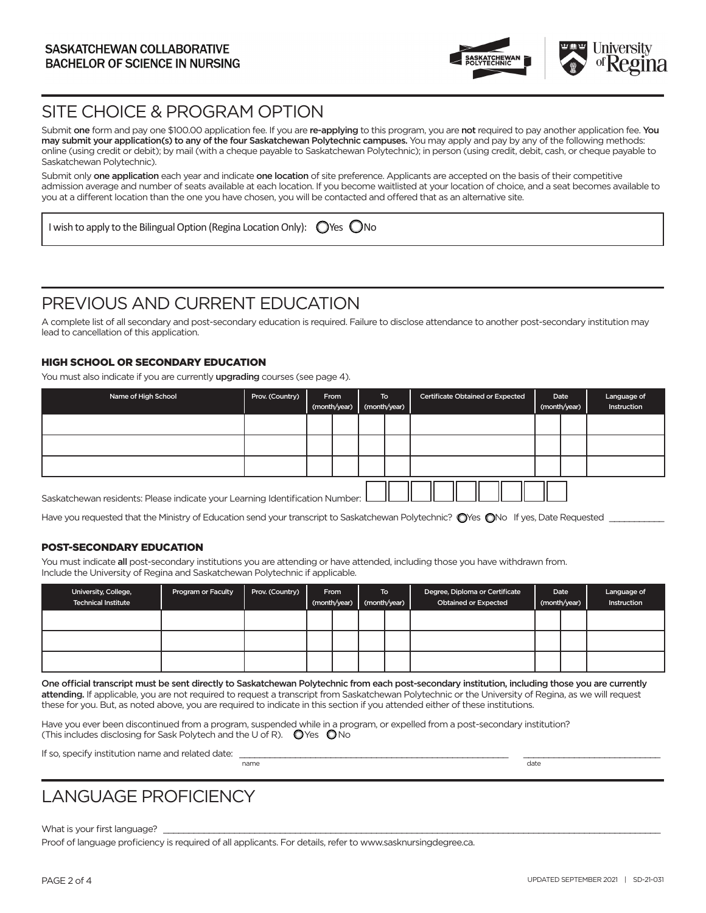SASKATCHEWAN COLLABORATIVE
BACHELOR OF SCIENCE IN NURSING

## SITE CHOICE & PROGRAM OPTION

Submit **one** form and pay one $100.00 application fee. If you are **re-applying** to this program, you are **not** required to pay another application fee. **You may submit your application(s) to any of the four Saskatchewan Polytechnic campuses.** You may apply and pay by any of the following methods: online (using credit or debit); by mail (with a cheque payable to Saskatchewan Polytechnic); in person (using credit, debit, cash, or cheque payable to Saskatchewan Polytechnic).

Submit only **one application** each year and indicate **one location** of site preference. Applicants are accepted on the basis of their competitive admission average and number of seats available at each location. If you become waitlisted at your location of choice, and a seat becomes available to you at a different location than the one you have chosen, you will be contacted and offered that as an alternative site.

I wish to apply to the Bilingual Option (Regina Location Only): ◯ Yes ◯ No

## PREVIOUS AND CURRENT EDUCATION

A complete list of all secondary and post-secondary education is required. Failure to disclose attendance to another post-secondary institution may lead to cancellation of this application.

### HIGH SCHOOL OR SECONDARY EDUCATION

You must also indicate if you are currently **upgrading** courses (see page 4).

| Name of High School | Prov. (Country) | From (month/year) | | To (month/year) | | Certificate Obtained or Expected | Date (month/year) | | Language of Instruction |
|---|---|---|---|---|---|---|---|---|---|
| | | | | | | | | | |
| | | | | | | | | | |
| | | | | | | | | | |

Saskatchewan residents: Please indicate your Learning Identification Number: ☐☐☐☐☐☐☐☐☐

Have you requested that the Ministry of Education send your transcript to Saskatchewan Polytechnic? ◯ Yes ◯ No If yes, Date Requested ___________

### POST-SECONDARY EDUCATION

You must indicate **all** post-secondary institutions you are attending or have attended, including those you have withdrawn from.
Include the University of Regina and Saskatchewan Polytechnic if applicable.

| University, College, Technical Institute | Program or Faculty | Prov. (Country) | From (month/year) | | To (month/year) | | Degree, Diploma or Certificate Obtained or Expected | Date (month/year) | | Language of Instruction |
|---|---|---|---|---|---|---|---|---|---|---|
| | | | | | | | | | | |
| | | | | | | | | | | |
| | | | | | | | | | | |

**One official transcript must be sent directly to Saskatchewan Polytechnic from each post-secondary institution, including those you are currently attending.** If applicable, you are not required to request a transcript from Saskatchewan Polytechnic or the University of Regina, as we will request these for you. But, as noted above, you are required to indicate in this section if you attended either of these institutions.

Have you ever been discontinued from a program, suspended while in a program, or expelled from a post-secondary institution? (This includes disclosing for Sask Polytech and the U of R). ◯ Yes ◯ No

If so, specify institution name and related date: ___________________________ (name) ___________________ (date)

## LANGUAGE PROFICIENCY

What is your first language? ___________________________

Proof of language proficiency is required of all applicants. For details, refer to www.sasknursingdegree.ca.

UPDATED SEPTEMBER 2021 | SD-21-031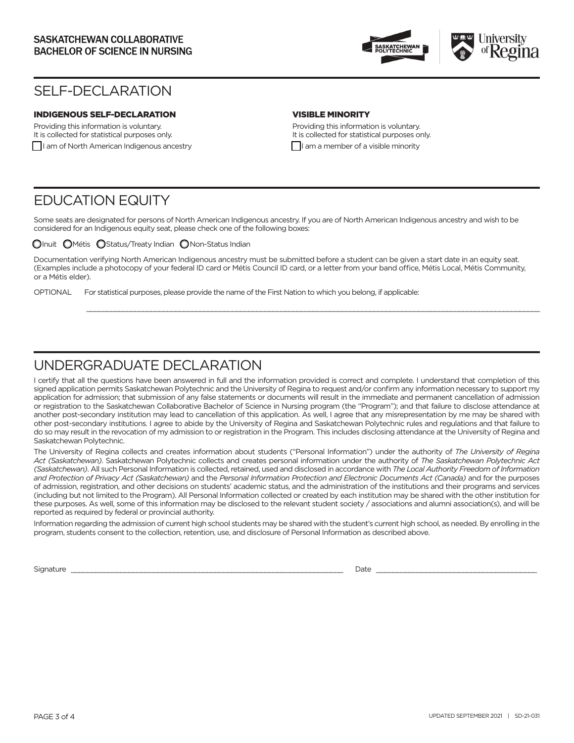SASKATCHEWAN COLLABORATIVE
BACHELOR OF SCIENCE IN NURSING

# SELF-DECLARATION

### INDIGENOUS SELF-DECLARATION

Providing this information is voluntary.
It is collected for statistical purposes only.

☐ I am of North American Indigenous ancestry

### VISIBLE MINORITY

Providing this information is voluntary.
It is collected for statistical purposes only.

☐ I am a member of a visible minority

# EDUCATION EQUITY

Some seats are designated for persons of North American Indigenous ancestry. If you are of North American Indigenous ancestry and wish to be considered for an Indigenous equity seat, please check one of the following boxes:

○ Inuit ○ Métis ○ Status/Treaty Indian ○ Non-Status Indian

Documentation verifying North American Indigenous ancestry must be submitted before a student can be given a start date in an equity seat. (Examples include a photocopy of your federal ID card or Métis Council ID card, or a letter from your band office, Métis Local, Métis Community, or a Métis elder).

OPTIONAL For statistical purposes, please provide the name of the First Nation to which you belong, if applicable:

______________________________________________________________________

# UNDERGRADUATE DECLARATION

I certify that all the questions have been answered in full and the information provided is correct and complete. I understand that completion of this signed application permits Saskatchewan Polytechnic and the University of Regina to request and/or confirm any information necessary to support my application for admission; that submission of any false statements or documents will result in the immediate and permanent cancellation of admission or registration to the Saskatchewan Collaborative Bachelor of Science in Nursing program (the "Program"); and that failure to disclose attendance at another post-secondary institution may lead to cancellation of this application. As well, I agree that any misrepresentation by me may be shared with other post-secondary institutions. I agree to abide by the University of Regina and Saskatchewan Polytechnic rules and regulations and that failure to do so may result in the revocation of my admission to or registration in the Program. This includes disclosing attendance at the University of Regina and Saskatchewan Polytechnic.

The University of Regina collects and creates information about students ("Personal Information") under the authority of *The University of Regina Act (Saskatchewan)*. Saskatchewan Polytechnic collects and creates personal information under the authority of *The Saskatchewan Polytechnic Act (Saskatchewan)*. All such Personal Information is collected, retained, used and disclosed in accordance with *The Local Authority Freedom of Information and Protection of Privacy Act (Saskatchewan)* and the *Personal Information Protection and Electronic Documents Act (Canada)* and for the purposes of admission, registration, and other decisions on students' academic status, and the administration of the institutions and their programs and services (including but not limited to the Program). All Personal Information collected or created by each institution may be shared with the other institution for these purposes. As well, some of this information may be disclosed to the relevant student society / associations and alumni association(s), and will be reported as required by federal or provincial authority.

Information regarding the admission of current high school students may be shared with the student's current high school, as needed. By enrolling in the program, students consent to the collection, retention, use, and disclosure of Personal Information as described above.

Signature ______________________________________ Date ______________________

UPDATED SEPTEMBER 2021 | SD-21-031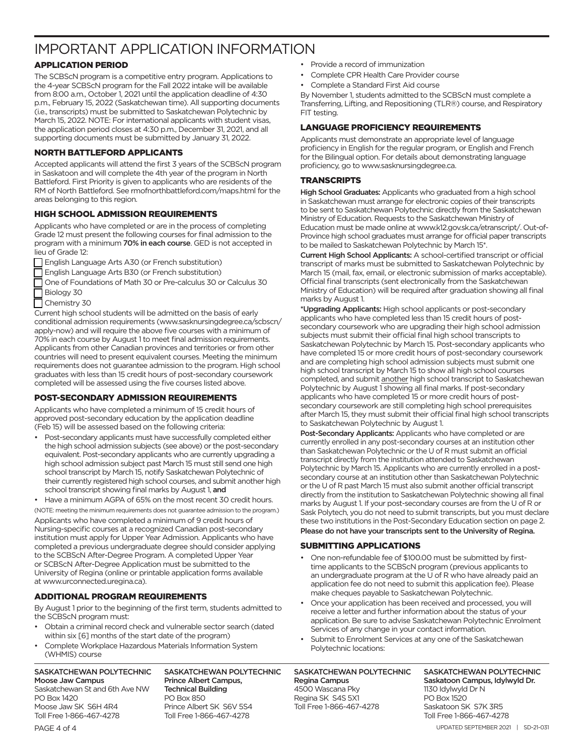# IMPORTANT APPLICATION INFORMATION

## APPLICATION PERIOD

The SCBScN program is a competitive entry program. Applications to the 4-year SCBScN program for the Fall 2022 intake will be available from 8:00 a.m., October 1, 2021 until the application deadline of 4:30 p.m., February 15, 2022 (Saskatchewan time). All supporting documents (i.e., transcripts) must be submitted to Saskatchewan Polytechnic by March 15, 2022. NOTE: For international applicants with student visas, the application period closes at 4:30 p.m., December 31, 2021, and all supporting documents must be submitted by January 31, 2022.

## NORTH BATTLEFORD APPLICANTS

Accepted applicants will attend the first 3 years of the SCBScN program in Saskatoon and will complete the 4th year of the program in North Battleford. First Priority is given to applicants who are residents of the RM of North Battleford. See rmofnorthbattleford.com/maps.html for the areas belonging to this region.

## HIGH SCHOOL ADMISSION REQUIREMENTS

Applicants who have completed or are in the process of completing Grade 12 must present the following courses for final admission to the program with a minimum **70% in each course**. GED is not accepted in lieu of Grade 12:

- ☐ English Language Arts A30 (or French substitution)
- ☐ English Language Arts B30 (or French substitution)
- ☐ One of Foundations of Math 30 or Pre-calculus 30 or Calculus 30
- ☐ Biology 30
- ☐ Chemistry 30

Current high school students will be admitted on the basis of early conditional admission requirements (www.sasknursingdegree.ca/scbscn/apply-now) and will require the above five courses with a minimum of 70% in each course by August 1 to meet final admission requirements. Applicants from other Canadian provinces and territories or from other countries will need to present equivalent courses. Meeting the minimum requirements does not guarantee admission to the program. High school graduates with less than 15 credit hours of post-secondary coursework completed will be assessed using the five courses listed above.

## POST-SECONDARY ADMISSION REQUIREMENTS

Applicants who have completed a minimum of 15 credit hours of approved post-secondary education by the application deadline (Feb 15) will be assessed based on the following criteria:

- Post-secondary applicants must have successfully completed either the high school admission subjects (see above) or the post-secondary equivalent. Post-secondary applicants who are currently upgrading a high school admission subject past March 15 must still send one high school transcript by March 15, notify Saskatchewan Polytechnic of their currently registered high school courses, and submit another high school transcript showing final marks by August 1, **and**
- Have a minimum AGPA of 65% on the most recent 30 credit hours.

(NOTE: meeting the minimum requirements does not guarantee admission to the program.)

Applicants who have completed a minimum of 9 credit hours of Nursing-specific courses at a recognized Canadian post-secondary institution must apply for Upper Year Admission. Applicants who have completed a previous undergraduate degree should consider applying to the SCBScN After-Degree Program. A completed Upper Year or SCBScN After-Degree Application must be submitted to the University of Regina (online or printable application forms available at www.urconnected.uregina.ca).

## ADDITIONAL PROGRAM REQUIREMENTS

By August 1 prior to the beginning of the first term, students admitted to the SCBScN program must:

- Obtain a criminal record check and vulnerable sector search (dated within six [6] months of the start date of the program)
- Complete Workplace Hazardous Materials Information System (WHMIS) course
- Provide a record of immunization
- Complete CPR Health Care Provider course
- Complete a Standard First Aid course

By November 1, students admitted to the SCBScN must complete a Transferring, Lifting, and Repositioning (TLR®) course, and Respiratory FIT testing.

## LANGUAGE PROFICIENCY REQUIREMENTS

Applicants must demonstrate an appropriate level of language proficiency in English for the regular program, or English and French for the Bilingual option. For details about demonstrating language proficiency, go to www.sasknursingdegree.ca.

## TRANSCRIPTS

**High School Graduates:** Applicants who graduated from a high school in Saskatchewan must arrange for electronic copies of their transcripts to be sent to Saskatchewan Polytechnic directly from the Saskatchewan Ministry of Education. Requests to the Saskatchewan Ministry of Education must be made online at www.k12.gov.sk.ca/etranscript/. Out-of-Province high school graduates must arrange for official paper transcripts to be mailed to Saskatchewan Polytechnic by March 15*.

**Current High School Applicants:** A school-certified transcript or official transcript of marks must be submitted to Saskatchewan Polytechnic by March 15 (mail, fax, email, or electronic submission of marks acceptable). Official final transcripts (sent electronically from the Saskatchewan Ministry of Education) will be required after graduation showing all final marks by August 1.

***Upgrading Applicants:** High school applicants or post-secondary applicants who have completed less than 15 credit hours of post-secondary coursework who are upgrading their high school admission subjects must submit their official final high school transcripts to Saskatchewan Polytechnic by March 15. Post-secondary applicants who have completed 15 or more credit hours of post-secondary coursework and are completing high school admission subjects must submit one high school transcript by March 15 to show all high school courses completed, and submit another high school transcript to Saskatchewan Polytechnic by August 1 showing all final marks. If post-secondary applicants who have completed 15 or more credit hours of post-secondary coursework are still completing high school prerequisites after March 15, they must submit their official final high school transcripts to Saskatchewan Polytechnic by August 1.

**Post-Secondary Applicants:** Applicants who have completed or are currently enrolled in any post-secondary courses at an institution other than Saskatchewan Polytechnic or the U of R must submit an official transcript directly from the institution attended to Saskatchewan Polytechnic by March 15. Applicants who are currently enrolled in a post-secondary course at an institution other than Saskatchewan Polytechnic or the U of R past March 15 must also submit another official transcript directly from the institution to Saskatchewan Polytechnic showing all final marks by August 1. If your post-secondary courses are from the U of R or Sask Polytech, you do not need to submit transcripts, but you must declare these two institutions in the Post-Secondary Education section on page 2.

**Please do not have your transcripts sent to the University of Regina.**

## SUBMITTING APPLICATIONS

- One non-refundable fee of $100.00 must be submitted by first-time applicants to the SCBScN program (previous applicants to an undergraduate program at the U of R who have already paid an application fee do not need to submit this application fee). Please make cheques payable to Saskatchewan Polytechnic.
- Once your application has been received and processed, you will receive a letter and further information about the status of your application. Be sure to advise Saskatchewan Polytechnic Enrolment Services of any change in your contact information.
- Submit to Enrolment Services at any one of the Saskatchewan Polytechnic locations:

**SASKATCHEWAN POLYTECHNIC**
**Moose Jaw Campus**
Saskatchewan St and 6th Ave NW
PO Box 1420
Moose Jaw SK S6H 4R4
Toll Free 1-866-467-4278

**SASKATCHEWAN POLYTECHNIC**
**Prince Albert Campus, Technical Building**
PO Box 850
Prince Albert SK S6V 5S4
Toll Free 1-866-467-4278

**SASKATCHEWAN POLYTECHNIC**
**Regina Campus**
4500 Wascana Pky
Regina SK S4S 5X1
Toll Free 1-866-467-4278

**SASKATCHEWAN POLYTECHNIC**
**Saskatoon Campus, Idylwyld Dr.**
1130 Idylwyld Dr N
PO Box 1520
Saskatoon SK S7K 3R5
Toll Free 1-866-467-4278

UPDATED SEPTEMBER 2021 | SD-21-031